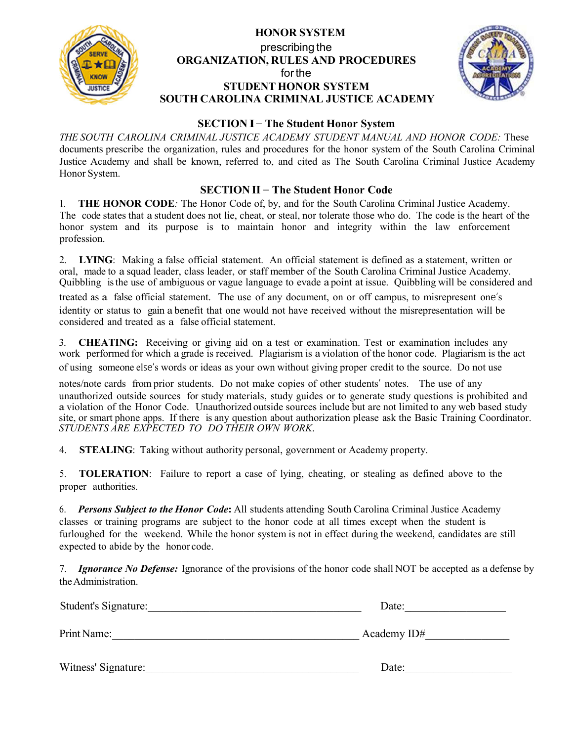# HONOR SYSTEM

prescribing the

**ORGANIZATION, RULES AND PROCEDURES**

for the

**STUDENT HONOR SYSTEM**

**SOUTH CAROLINA CRIMINAL JUSTICE ACADEMY**

## SECTION I − The Student Honor System

*THE SOUTH CAROLINA CRIMINAL JUSTICE ACADEMY STUDENT MANUAL AND HONOR CODE:* These documents prescribe the organization, rules and procedures for the honor system of the South Carolina Criminal Justice Academy and shall be known, referred to, and cited as The South Carolina Criminal Justice Academy Honor System.

## SECTION II − The Student Honor Code

1. **THE HONOR CODE***:* The Honor Code of, by, and for the South Carolina Criminal Justice Academy. The code states that a student does not lie, cheat, or steal, nor tolerate those who do. The code is the heart of the honor system and its purpose is to maintain honor and integrity within the law enforcement profession.

2. **LYING**: Making a false official statement. An official statement is defined as a statement, written or oral, made to a squad leader, class leader, or staff member of the South Carolina Criminal Justice Academy. Quibbling is the use of ambiguous or vague language to evade a point at issue. Quibbling will be considered and treated as a false official statement. The use of any document, on or off campus, to misrepresent one's identity or status to gain a benefit that one would not have received without the misrepresentation will be considered and treated as a false official statement.

3. **CHEATING:** Receiving or giving aid on a test or examination. Test or examination includes any work performed for which a grade is received. Plagiarism is a violation of the honor code. Plagiarism is the act of using someone else's words or ideas as your own without giving proper credit to the source. Do not use notes/note cards from prior students. Do not make copies of other students' notes. The use of any unauthorized outside sources for study materials, study guides or to generate study questions is prohibited and a violation of the Honor Code. Unauthorized outside sources include but are not limited to any web based study site, or smart phone apps. If there is any question about authorization please ask the Basic Training Coordinator. *STUDENTS ARE EXPECTED TO DO THEIR OWN WORK.*

4. **STEALING**: Taking without authority personal, government or Academy property.

5. **TOLERATION**: Failure to report a case of lying, cheating, or stealing as defined above to the proper authorities.

6. ***Persons Subject to the Honor Code*****:** All students attending South Carolina Criminal Justice Academy classes or training programs are subject to the honor code at all times except when the student is furloughed for the weekend. While the honor system is not in effect during the weekend, candidates are still expected to abide by the honor code.

7. ***Ignorance No Defense:*** Ignorance of the provisions of the honor code shall NOT be accepted as a defense by the Administration.

Student's Signature:\_\_\_\_\_\_\_\_\_\_\_\_\_\_\_\_\_\_\_\_\_\_\_\_\_\_\_\_\_\_\_\_\_\_\_\_\_\_\_\_ Date:\_\_\_\_\_\_\_\_\_\_\_\_\_\_\_\_\_\_

Print Name:\_\_\_\_\_\_\_\_\_\_\_\_\_\_\_\_\_\_\_\_\_\_\_\_\_\_\_\_\_\_\_\_\_\_\_\_\_\_\_\_\_\_\_\_\_\_ Academy ID#\_\_\_\_\_\_\_\_\_\_\_\_\_\_\_

Witness' Signature:\_\_\_\_\_\_\_\_\_\_\_\_\_\_\_\_\_\_\_\_\_\_\_\_\_\_\_\_\_\_\_\_\_\_\_\_\_\_\_\_ Date:\_\_\_\_\_\_\_\_\_\_\_\_\_\_\_\_\_\_\_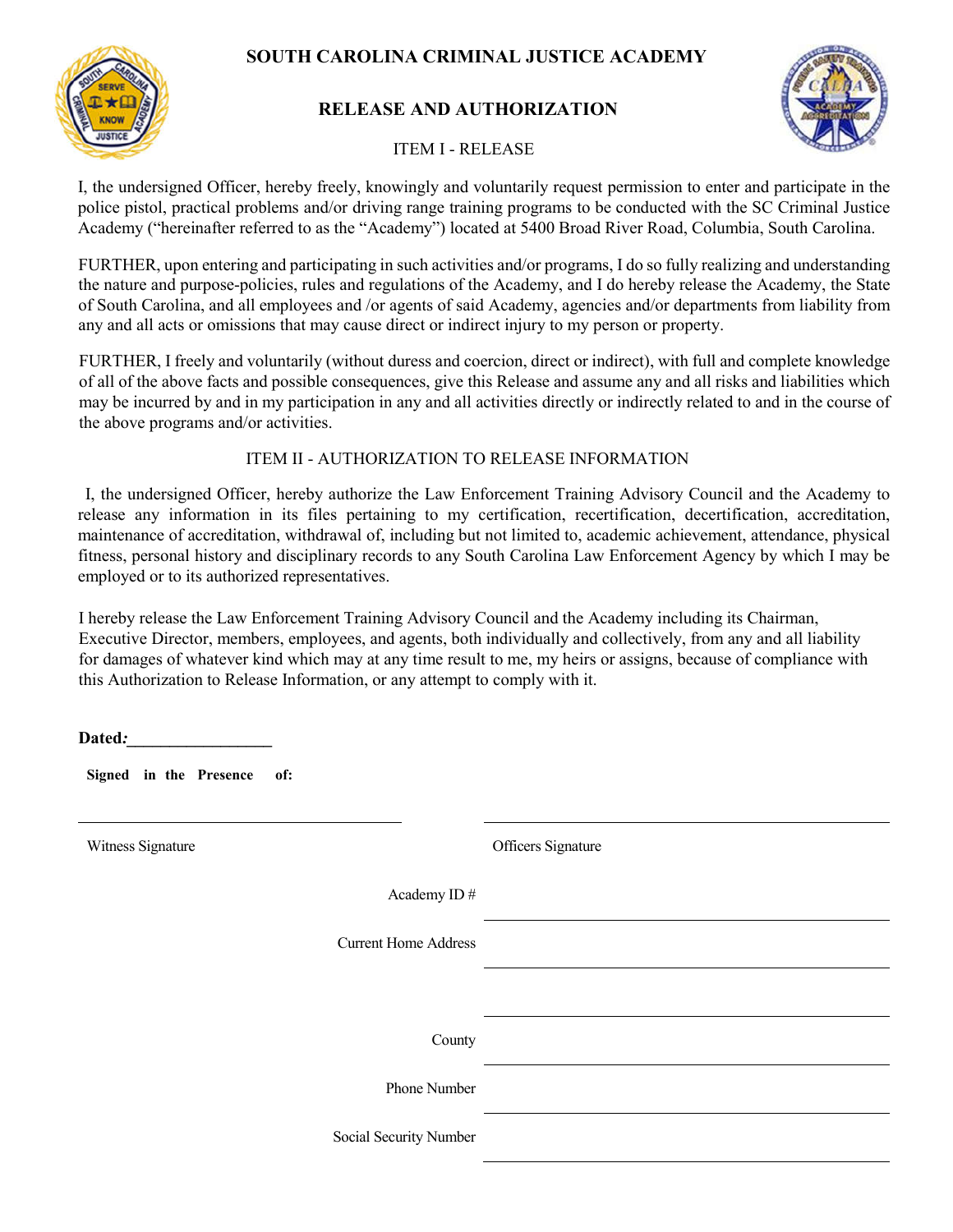# SOUTH CAROLINA CRIMINAL JUSTICE ACADEMY

## RELEASE AND AUTHORIZATION

### ITEM I - RELEASE

I, the undersigned Officer, hereby freely, knowingly and voluntarily request permission to enter and participate in the police pistol, practical problems and/or driving range training programs to be conducted with the SC Criminal Justice Academy ("hereinafter referred to as the "Academy") located at 5400 Broad River Road, Columbia, South Carolina.

FURTHER, upon entering and participating in such activities and/or programs, I do so fully realizing and understanding the nature and purpose-policies, rules and regulations of the Academy, and I do hereby release the Academy, the State of South Carolina, and all employees and /or agents of said Academy, agencies and/or departments from liability from any and all acts or omissions that may cause direct or indirect injury to my person or property.

FURTHER, I freely and voluntarily (without duress and coercion, direct or indirect), with full and complete knowledge of all of the above facts and possible consequences, give this Release and assume any and all risks and liabilities which may be incurred by and in my participation in any and all activities directly or indirectly related to and in the course of the above programs and/or activities.

### ITEM II - AUTHORIZATION TO RELEASE INFORMATION

I, the undersigned Officer, hereby authorize the Law Enforcement Training Advisory Council and the Academy to release any information in its files pertaining to my certification, recertification, decertification, accreditation, maintenance of accreditation, withdrawal of, including but not limited to, academic achievement, attendance, physical fitness, personal history and disciplinary records to any South Carolina Law Enforcement Agency by which I may be employed or to its authorized representatives.

I hereby release the Law Enforcement Training Advisory Council and the Academy including its Chairman, Executive Director, members, employees, and agents, both individually and collectively, from any and all liability for damages of whatever kind which may at any time result to me, my heirs or assigns, because of compliance with this Authorization to Release Information, or any attempt to comply with it.

**Dated*:*_________________**

**Signed in the Presence of:**

______________________________ Witness Signature

______________________________ Officers Signature

Academy ID # ______________________________

Current Home Address ______________________________

______________________________

County ______________________________

Phone Number ______________________________

Social Security Number ______________________________